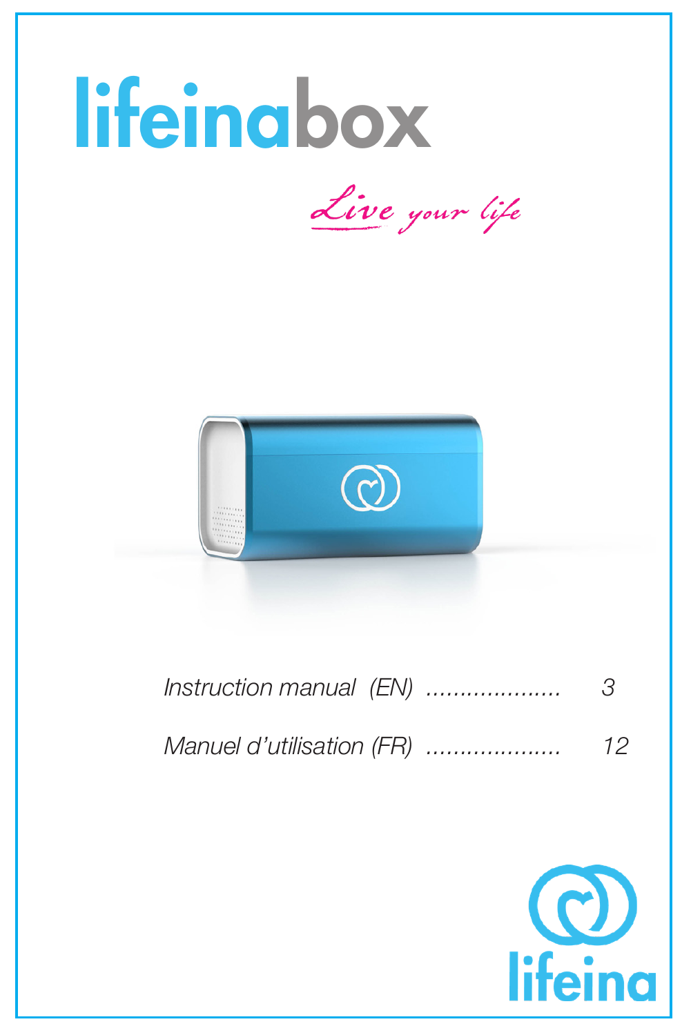# lifeinabox

*Live your life*

*Instruction manual (EN) .................... 3*

*Manuel d'utilisation (FR) .................... 12*

lifeina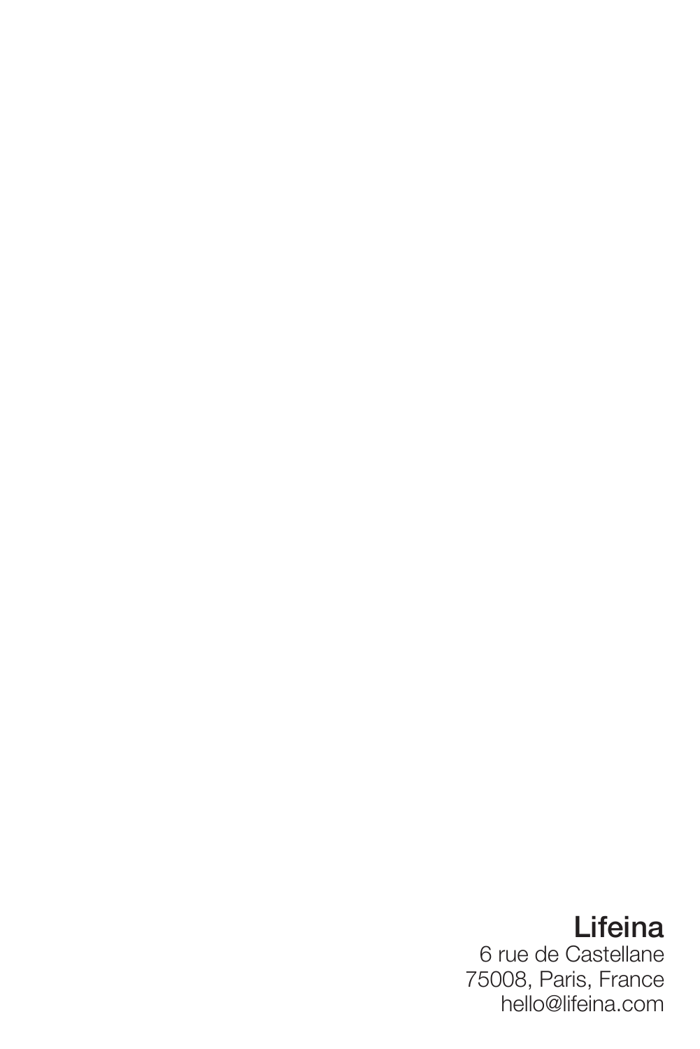**Lifeina**

6 rue de Castellane
75008, Paris, France
hello@lifeina.com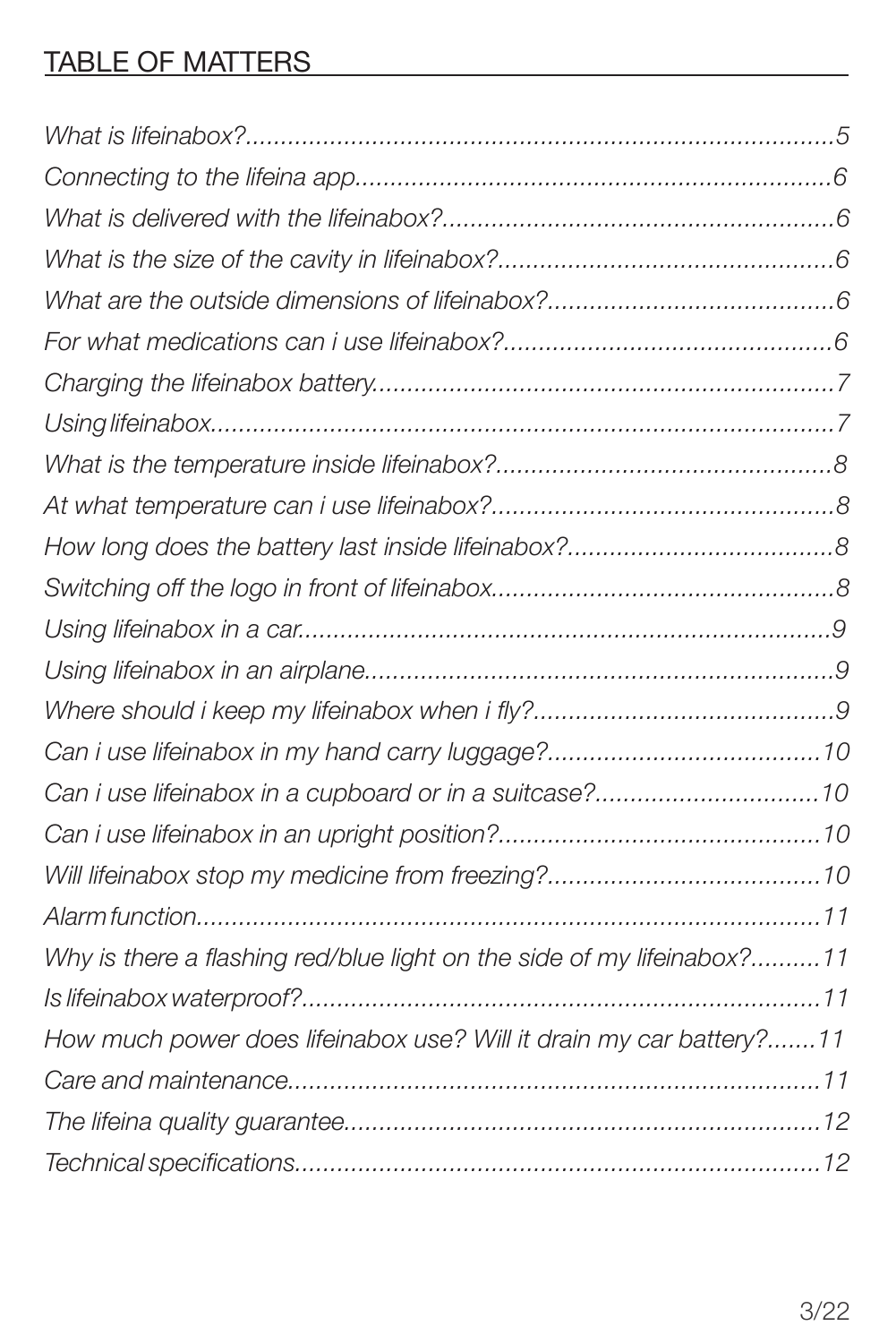## TABLE OF MATTERS

*What is lifeinabox?*........................................................................5
*Connecting to the lifeina app*..........................................................6
*What is delivered with the lifeinabox?*............................................6
*What is the size of the cavity in lifeinabox?*....................................6
*What are the outside dimensions of lifeinabox?*............................6
*For what medications can i use lifeinabox?*....................................6
*Charging the lifeinabox battery*......................................................7
*Using lifeinabox*..............................................................................7
*What is the temperature inside lifeinabox?*....................................8
*At what temperature can i use lifeinabox?*......................................8
*How long does the battery last inside lifeinabox?*..........................8
*Switching off the logo in front of lifeinabox*......................................8
*Using lifeinabox in a car*..................................................................9
*Using lifeinabox in an airplane*........................................................9
*Where should i keep my lifeinabox when i fly?*................................9
*Can i use lifeinabox in my hand carry luggage?*............................10
*Can i use lifeinabox in a cupboard or in a suitcase?*......................10
*Can i use lifeinabox in an upright position?*....................................10
*Will lifeinabox stop my medicine from freezing?*............................10
*Alarm function*...............................................................................11
*Why is there a flashing red/blue light on the side of my lifeinabox?*..........11
*Is lifeinabox waterproof?*................................................................11
*How much power does lifeinabox use? Will it drain my car battery?*.......11
*Care and maintenance*...................................................................11
*The lifeina quality guarantee*..........................................................12
*Technical specifications*..................................................................12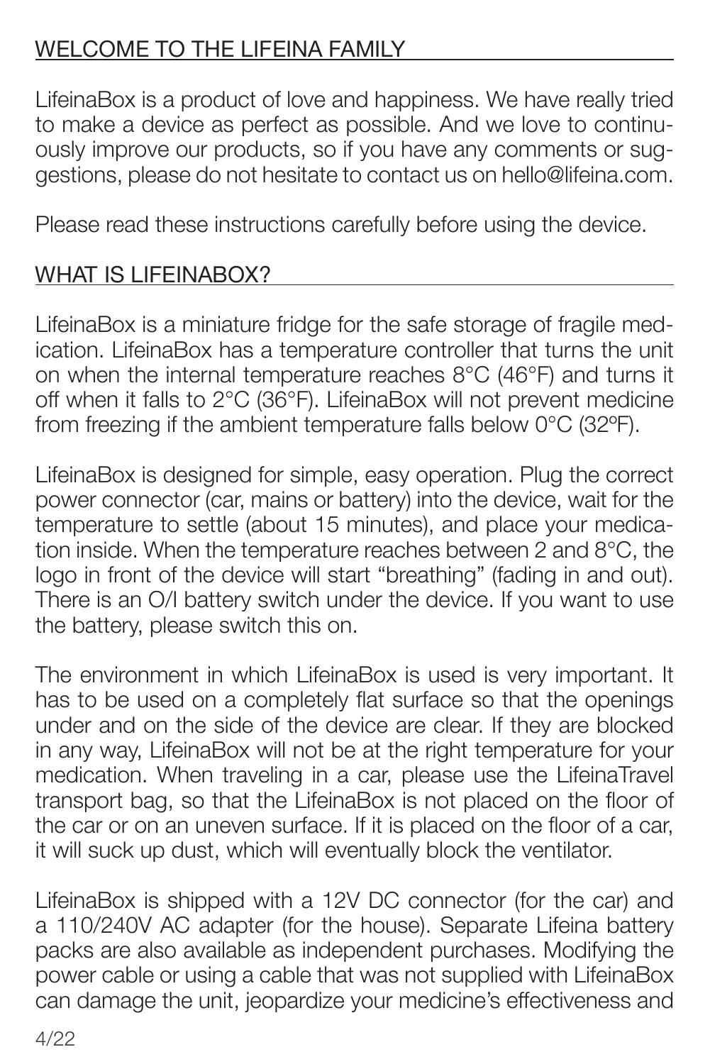## WELCOME TO THE LIFEINA FAMILY

LifeinaBox is a product of love and happiness. We have really tried to make a device as perfect as possible. And we love to continuously improve our products, so if you have any comments or suggestions, please do not hesitate to contact us on hello@lifeina.com.

Please read these instructions carefully before using the device.

## WHAT IS LIFEINABOX?

LifeinaBox is a miniature fridge for the safe storage of fragile medication. LifeinaBox has a temperature controller that turns the unit on when the internal temperature reaches 8°C (46°F) and turns it off when it falls to 2°C (36°F). LifeinaBox will not prevent medicine from freezing if the ambient temperature falls below 0°C (32ºF).

LifeinaBox is designed for simple, easy operation. Plug the correct power connector (car, mains or battery) into the device, wait for the temperature to settle (about 15 minutes), and place your medication inside. When the temperature reaches between 2 and 8°C, the logo in front of the device will start "breathing" (fading in and out). There is an O/I battery switch under the device. If you want to use the battery, please switch this on.

The environment in which LifeinaBox is used is very important. It has to be used on a completely flat surface so that the openings under and on the side of the device are clear. If they are blocked in any way, LifeinaBox will not be at the right temperature for your medication. When traveling in a car, please use the LifeinaTravel transport bag, so that the LifeinaBox is not placed on the floor of the car or on an uneven surface. If it is placed on the floor of a car, it will suck up dust, which will eventually block the ventilator.

LifeinaBox is shipped with a 12V DC connector (for the car) and a 110/240V AC adapter (for the house). Separate Lifeina battery packs are also available as independent purchases. Modifying the power cable or using a cable that was not supplied with LifeinaBox can damage the unit, jeopardize your medicine's effectiveness and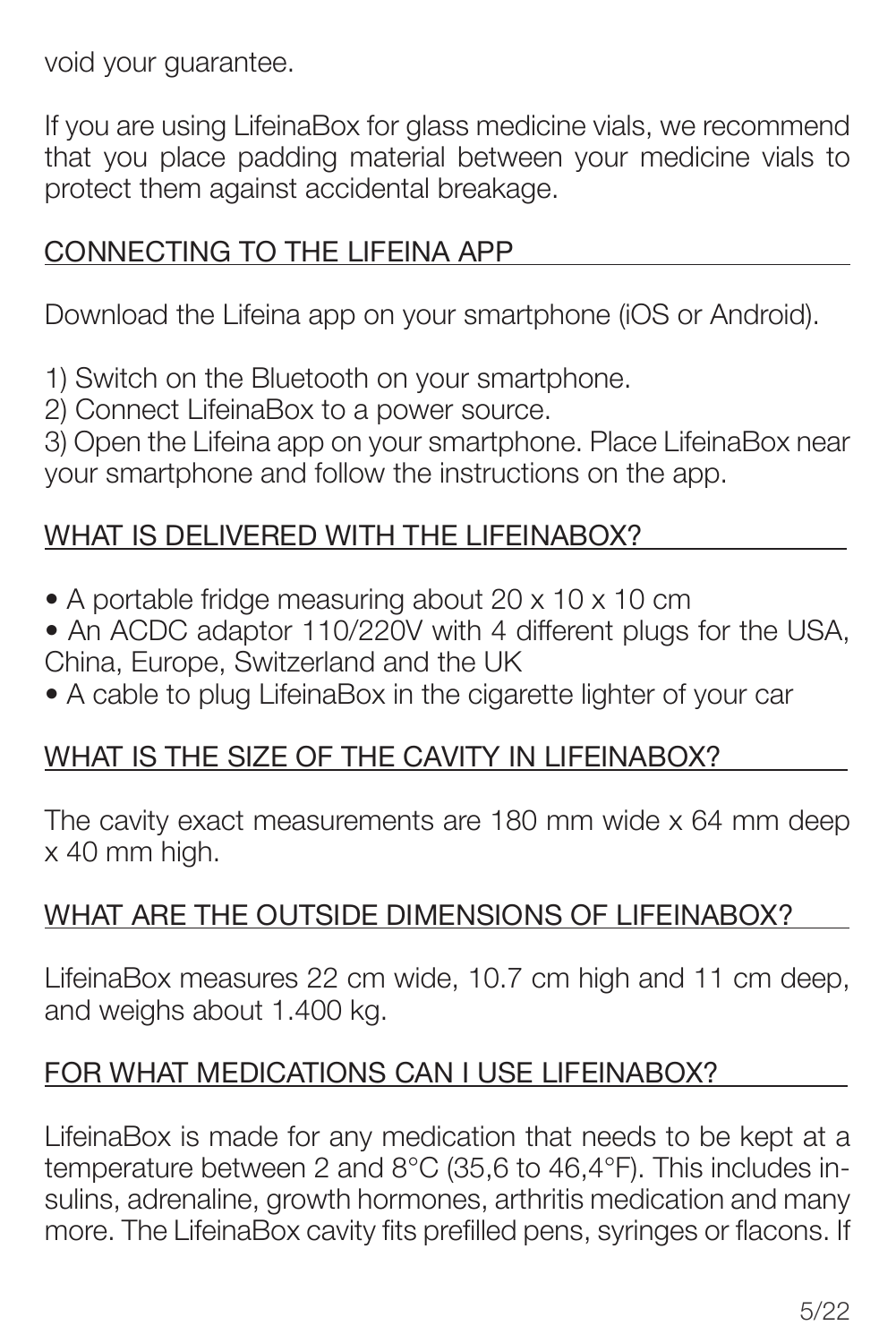void your guarantee.

If you are using LifeinaBox for glass medicine vials, we recommend that you place padding material between your medicine vials to protect them against accidental breakage.

## CONNECTING TO THE LIFEINA APP

Download the Lifeina app on your smartphone (iOS or Android).

1) Switch on the Bluetooth on your smartphone.
2) Connect LifeinaBox to a power source.
3) Open the Lifeina app on your smartphone. Place LifeinaBox near your smartphone and follow the instructions on the app.

## WHAT IS DELIVERED WITH THE LIFEINABOX?

- A portable fridge measuring about 20 x 10 x 10 cm
- An ACDC adaptor 110/220V with 4 different plugs for the USA, China, Europe, Switzerland and the UK
- A cable to plug LifeinaBox in the cigarette lighter of your car

## WHAT IS THE SIZE OF THE CAVITY IN LIFEINABOX?

The cavity exact measurements are 180 mm wide x 64 mm deep x 40 mm high.

## WHAT ARE THE OUTSIDE DIMENSIONS OF LIFEINABOX?

LifeinaBox measures 22 cm wide, 10.7 cm high and 11 cm deep, and weighs about 1.400 kg.

## FOR WHAT MEDICATIONS CAN I USE LIFEINABOX?

LifeinaBox is made for any medication that needs to be kept at a temperature between 2 and 8°C (35,6 to 46,4°F). This includes insulins, adrenaline, growth hormones, arthritis medication and many more. The LifeinaBox cavity fits prefilled pens, syringes or flacons. If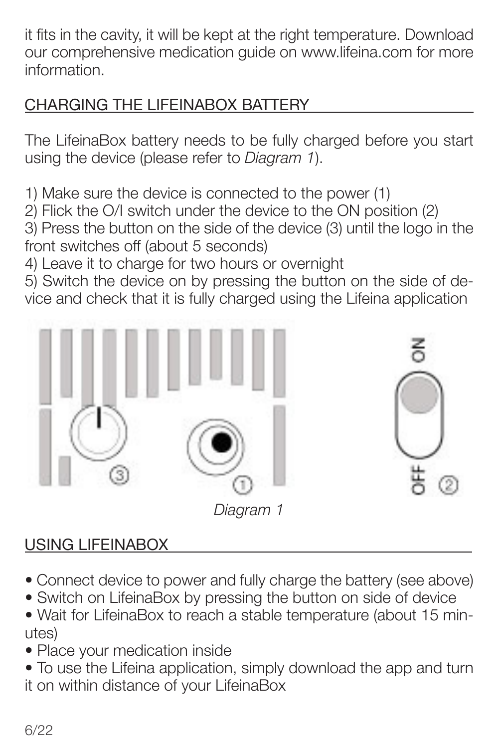it fits in the cavity, it will be kept at the right temperature. Download our comprehensive medication guide on www.lifeina.com for more information.

## CHARGING THE LIFEINABOX BATTERY

The LifeinaBox battery needs to be fully charged before you start using the device (please refer to *Diagram 1*).

1) Make sure the device is connected to the power (1)
2) Flick the O/I switch under the device to the ON position (2)
3) Press the button on the side of the device (3) until the logo in the front switches off (about 5 seconds)
4) Leave it to charge for two hours or overnight
5) Switch the device on by pressing the button on the side of device and check that it is fully charged using the Lifeina application

*Diagram 1*

## USING LIFEINABOX

- Connect device to power and fully charge the battery (see above)
- Switch on LifeinaBox by pressing the button on side of device
- Wait for LifeinaBox to reach a stable temperature (about 15 minutes)
- Place your medication inside
- To use the Lifeina application, simply download the app and turn it on within distance of your LifeinaBox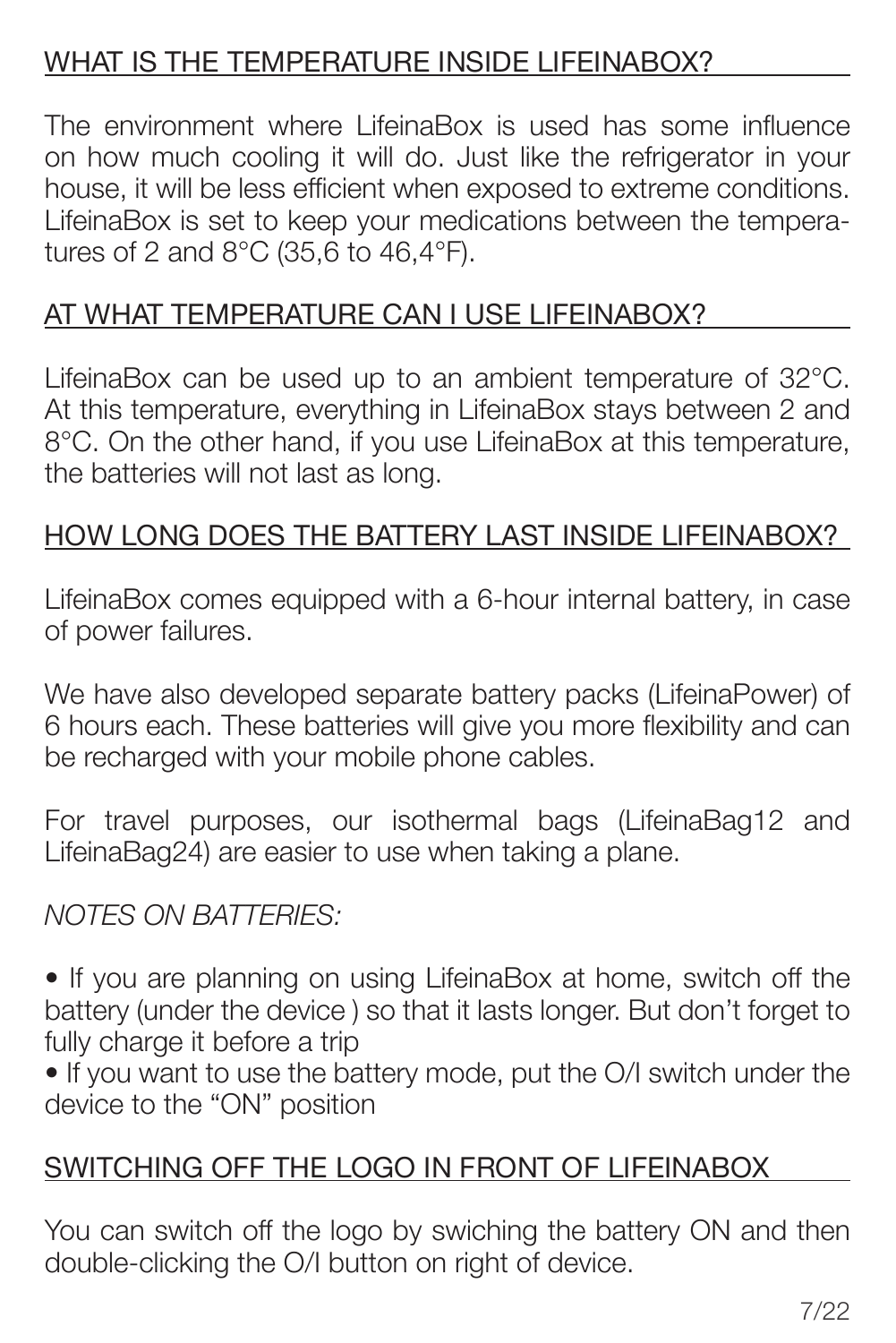## WHAT IS THE TEMPERATURE INSIDE LIFEINABOX?

The environment where LifeinaBox is used has some influence on how much cooling it will do. Just like the refrigerator in your house, it will be less efficient when exposed to extreme conditions. LifeinaBox is set to keep your medications between the temperatures of 2 and 8°C (35,6 to 46,4°F).

## AT WHAT TEMPERATURE CAN I USE LIFEINABOX?

LifeinaBox can be used up to an ambient temperature of 32°C. At this temperature, everything in LifeinaBox stays between 2 and 8°C. On the other hand, if you use LifeinaBox at this temperature, the batteries will not last as long.

## HOW LONG DOES THE BATTERY LAST INSIDE LIFEINABOX?

LifeinaBox comes equipped with a 6-hour internal battery, in case of power failures.

We have also developed separate battery packs (LifeinaPower) of 6 hours each. These batteries will give you more flexibility and can be recharged with your mobile phone cables.

For travel purposes, our isothermal bags (LifeinaBag12 and LifeinaBag24) are easier to use when taking a plane.

*NOTES ON BATTERIES:*

- If you are planning on using LifeinaBox at home, switch off the battery (under the device ) so that it lasts longer. But don't forget to fully charge it before a trip
- If you want to use the battery mode, put the O/I switch under the device to the "ON" position

## SWITCHING OFF THE LOGO IN FRONT OF LIFEINABOX

You can switch off the logo by swiching the battery ON and then double-clicking the O/I button on right of device.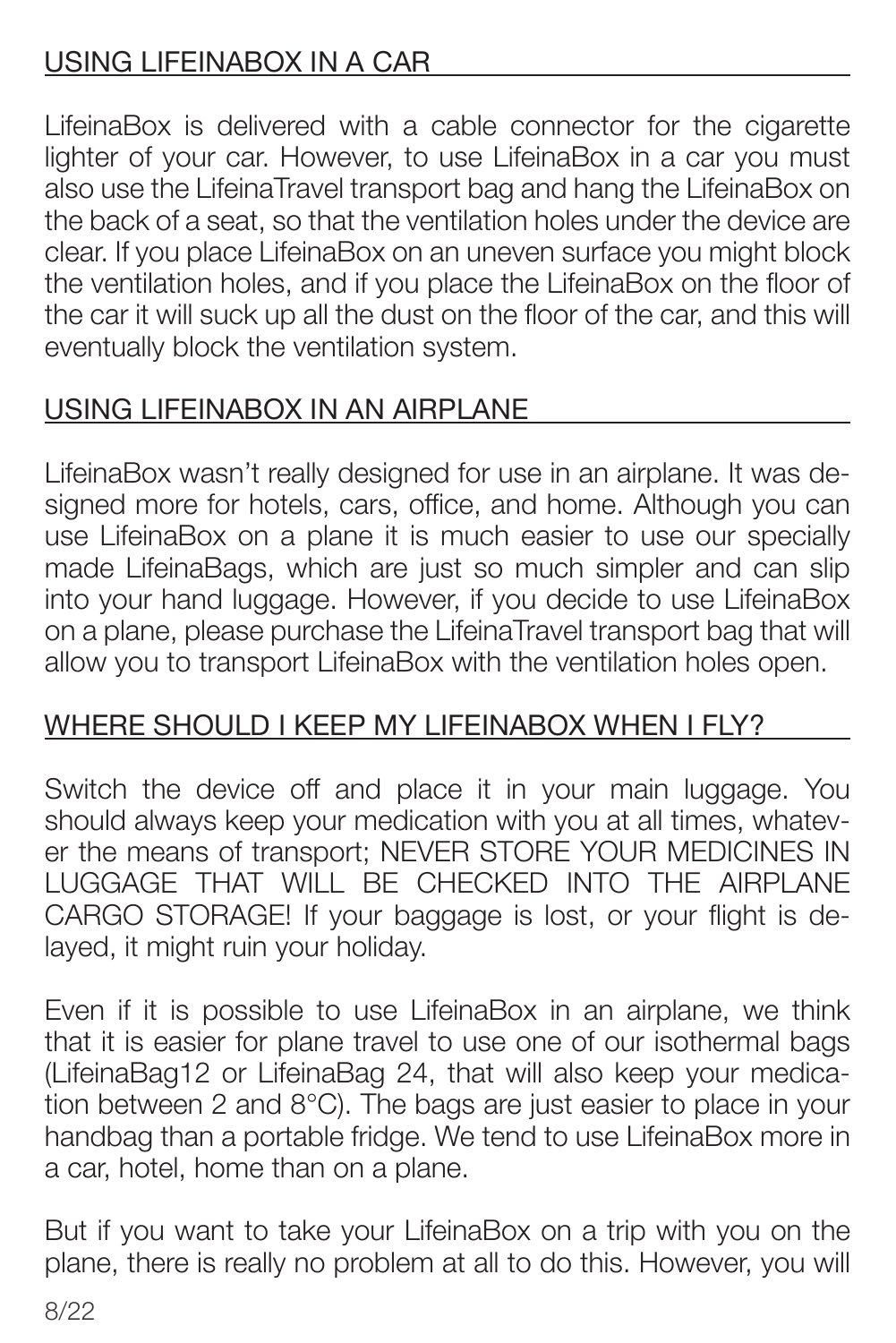## USING LIFEINABOX IN A CAR

LifeinaBox is delivered with a cable connector for the cigarette lighter of your car. However, to use LifeinaBox in a car you must also use the LifeinaTravel transport bag and hang the LifeinaBox on the back of a seat, so that the ventilation holes under the device are clear. If you place LifeinaBox on an uneven surface you might block the ventilation holes, and if you place the LifeinaBox on the floor of the car it will suck up all the dust on the floor of the car, and this will eventually block the ventilation system.

## USING LIFEINABOX IN AN AIRPLANE

LifeinaBox wasn't really designed for use in an airplane. It was designed more for hotels, cars, office, and home. Although you can use LifeinaBox on a plane it is much easier to use our specially made LifeinaBags, which are just so much simpler and can slip into your hand luggage. However, if you decide to use LifeinaBox on a plane, please purchase the LifeinaTravel transport bag that will allow you to transport LifeinaBox with the ventilation holes open.

## WHERE SHOULD I KEEP MY LIFEINABOX WHEN I FLY?

Switch the device off and place it in your main luggage. You should always keep your medication with you at all times, whatever the means of transport; NEVER STORE YOUR MEDICINES IN LUGGAGE THAT WILL BE CHECKED INTO THE AIRPLANE CARGO STORAGE! If your baggage is lost, or your flight is delayed, it might ruin your holiday.

Even if it is possible to use LifeinaBox in an airplane, we think that it is easier for plane travel to use one of our isothermal bags (LifeinaBag12 or LifeinaBag 24, that will also keep your medication between 2 and 8°C). The bags are just easier to place in your handbag than a portable fridge. We tend to use LifeinaBox more in a car, hotel, home than on a plane.

But if you want to take your LifeinaBox on a trip with you on the plane, there is really no problem at all to do this. However, you will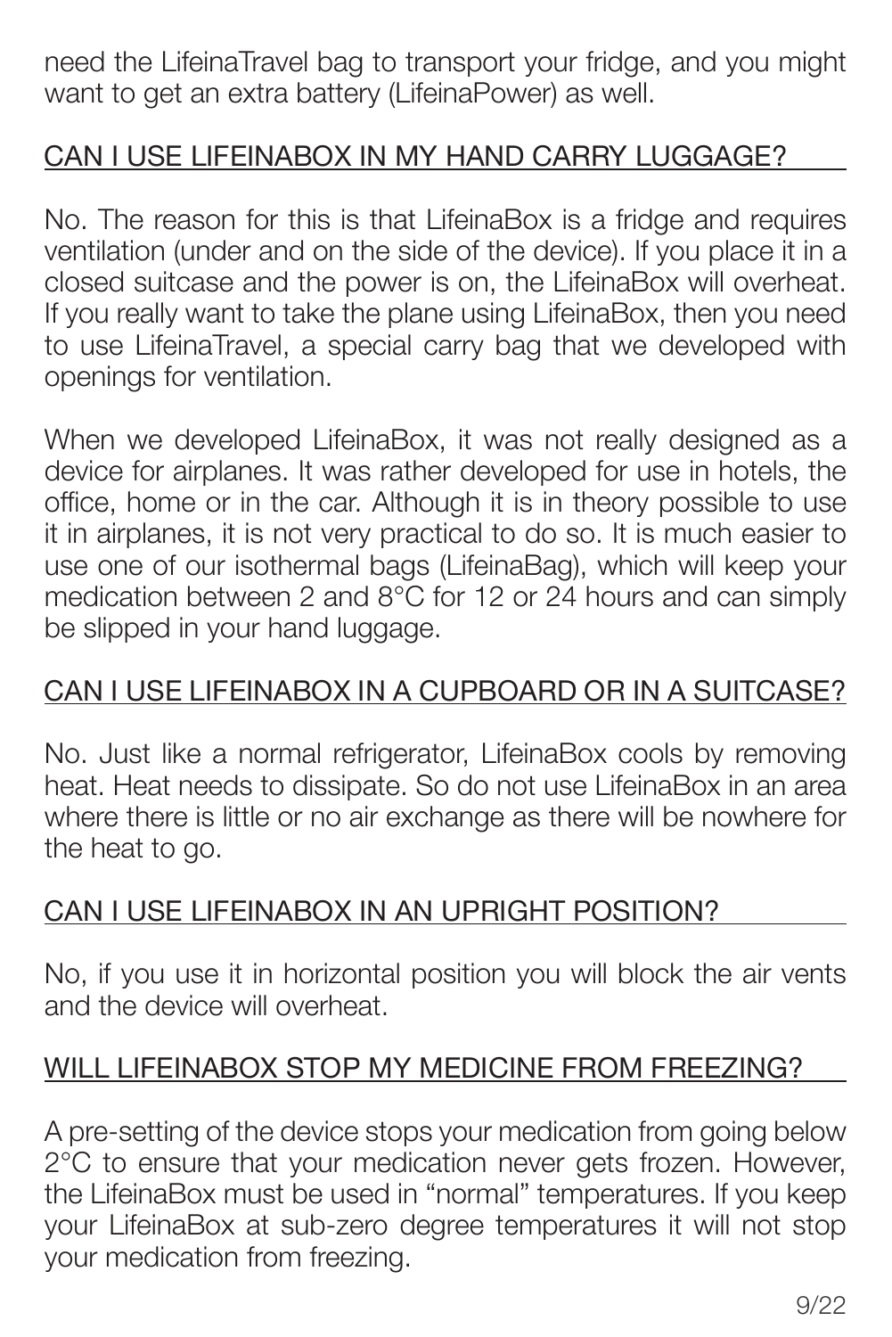need the LifeinaTravel bag to transport your fridge, and you might want to get an extra battery (LifeinaPower) as well.

## CAN I USE LIFEINABOX IN MY HAND CARRY LUGGAGE?

No. The reason for this is that LifeinaBox is a fridge and requires ventilation (under and on the side of the device). If you place it in a closed suitcase and the power is on, the LifeinaBox will overheat. If you really want to take the plane using LifeinaBox, then you need to use LifeinaTravel, a special carry bag that we developed with openings for ventilation.

When we developed LifeinaBox, it was not really designed as a device for airplanes. It was rather developed for use in hotels, the office, home or in the car. Although it is in theory possible to use it in airplanes, it is not very practical to do so. It is much easier to use one of our isothermal bags (LifeinaBag), which will keep your medication between 2 and 8°C for 12 or 24 hours and can simply be slipped in your hand luggage.

## CAN I USE LIFEINABOX IN A CUPBOARD OR IN A SUITCASE?

No. Just like a normal refrigerator, LifeinaBox cools by removing heat. Heat needs to dissipate. So do not use LifeinaBox in an area where there is little or no air exchange as there will be nowhere for the heat to go.

## CAN I USE LIFEINABOX IN AN UPRIGHT POSITION?

No, if you use it in horizontal position you will block the air vents and the device will overheat.

## WILL LIFEINABOX STOP MY MEDICINE FROM FREEZING?

A pre-setting of the device stops your medication from going below 2°C to ensure that your medication never gets frozen. However, the LifeinaBox must be used in "normal" temperatures. If you keep your LifeinaBox at sub-zero degree temperatures it will not stop your medication from freezing.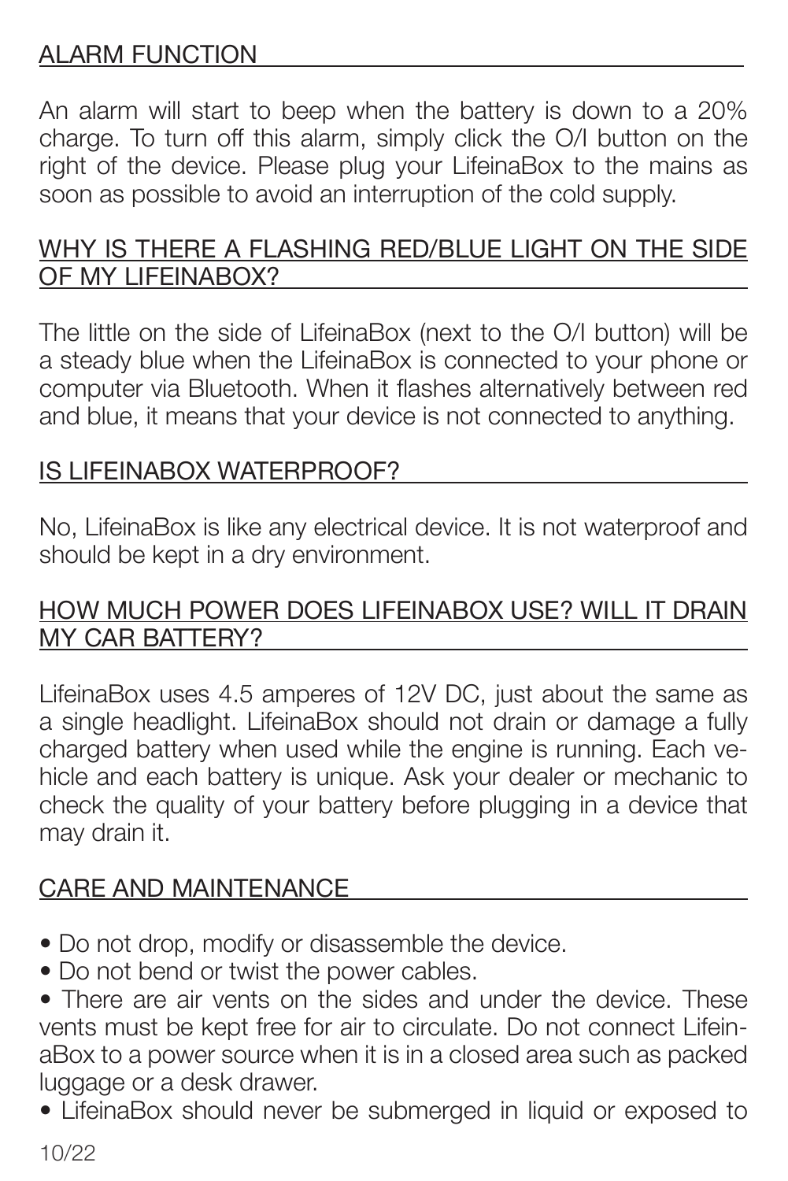## ALARM FUNCTION

An alarm will start to beep when the battery is down to a 20% charge. To turn off this alarm, simply click the O/I button on the right of the device. Please plug your LifeinaBox to the mains as soon as possible to avoid an interruption of the cold supply.

## WHY IS THERE A FLASHING RED/BLUE LIGHT ON THE SIDE OF MY LIFEINABOX?

The little on the side of LifeinaBox (next to the O/I button) will be a steady blue when the LifeinaBox is connected to your phone or computer via Bluetooth. When it flashes alternatively between red and blue, it means that your device is not connected to anything.

## IS LIFEINABOX WATERPROOF?

No, LifeinaBox is like any electrical device. It is not waterproof and should be kept in a dry environment.

## HOW MUCH POWER DOES LIFEINABOX USE? WILL IT DRAIN MY CAR BATTERY?

LifeinaBox uses 4.5 amperes of 12V DC, just about the same as a single headlight. LifeinaBox should not drain or damage a fully charged battery when used while the engine is running. Each vehicle and each battery is unique. Ask your dealer or mechanic to check the quality of your battery before plugging in a device that may drain it.

## CARE AND MAINTENANCE

- Do not drop, modify or disassemble the device.
- Do not bend or twist the power cables.
- There are air vents on the sides and under the device. These vents must be kept free for air to circulate. Do not connect LifeinaBox to a power source when it is in a closed area such as packed luggage or a desk drawer.
- LifeinaBox should never be submerged in liquid or exposed to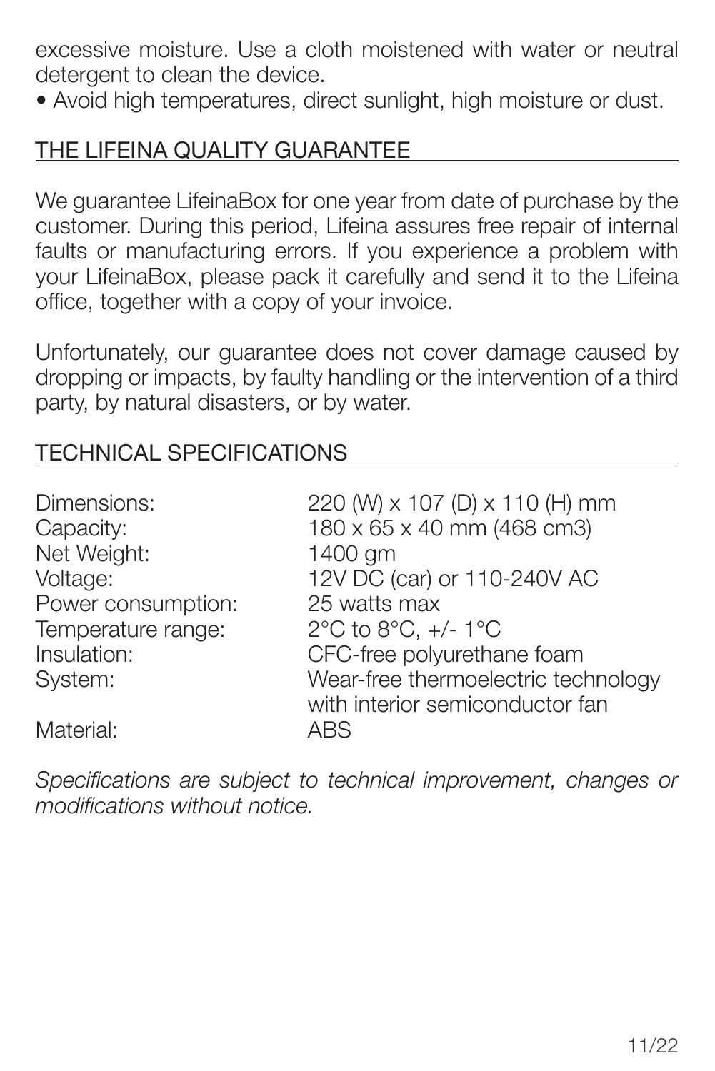excessive moisture. Use a cloth moistened with water or neutral detergent to clean the device.

- Avoid high temperatures, direct sunlight, high moisture or dust.

## THE LIFEINA QUALITY GUARANTEE

We guarantee LifeinaBox for one year from date of purchase by the customer. During this period, Lifeina assures free repair of internal faults or manufacturing errors. If you experience a problem with your LifeinaBox, please pack it carefully and send it to the Lifeina office, together with a copy of your invoice.

Unfortunately, our guarantee does not cover damage caused by dropping or impacts, by faulty handling or the intervention of a third party, by natural disasters, or by water.

## TECHNICAL SPECIFICATIONS

| | |
|---|---|
| Dimensions: | 220 (W) x 107 (D) x 110 (H) mm |
| Capacity: | 180 x 65 x 40 mm (468 cm3) |
| Net Weight: | 1400 gm |
| Voltage: | 12V DC (car) or 110-240V AC |
| Power consumption: | 25 watts max |
| Temperature range: | 2°C to 8°C, +/- 1°C |
| Insulation: | CFC-free polyurethane foam |
| System: | Wear-free thermoelectric technology with interior semiconductor fan |
| Material: | ABS |

*Specifications are subject to technical improvement, changes or modifications without notice.*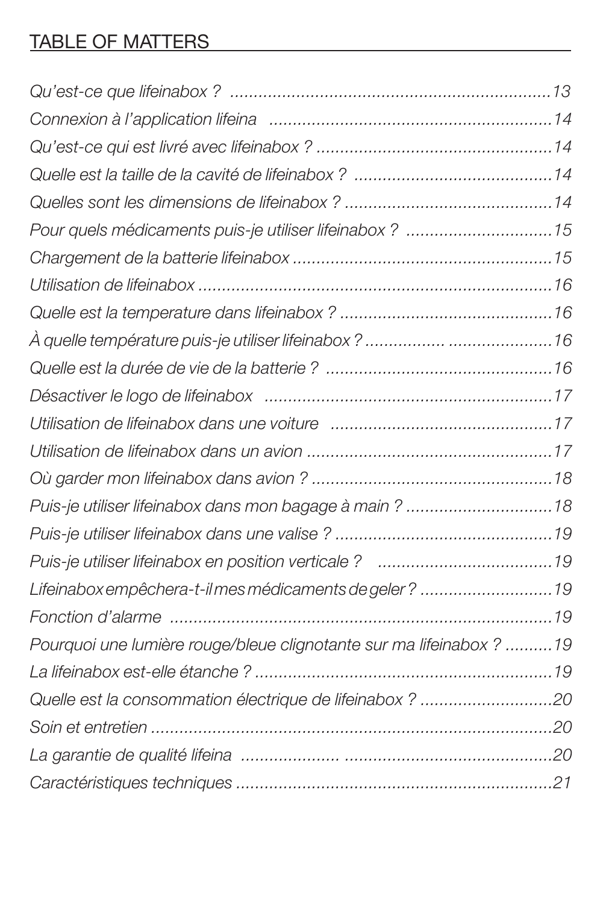## TABLE OF MATTERS

*Qu'est-ce que lifeinabox ? ....................................................................13*
*Connexion à l'application lifeina ...........................................................14*
*Qu'est-ce qui est livré avec lifeinabox ? .................................................14*
*Quelle est la taille de la cavité de lifeinabox ? .........................................14*
*Quelles sont les dimensions de lifeinabox ? ...........................................14*
*Pour quels médicaments puis-je utiliser lifeinabox ? ..............................15*
*Chargement de la batterie lifeinabox ......................................................15*
*Utilisation de lifeinabox ..........................................................................16*
*Quelle est la temperature dans lifeinabox ? ............................................16*
*À quelle température puis-je utiliser lifeinabox ? ................. ......................16*
*Quelle est la durée de vie de la batterie ? ................................................16*
*Désactiver le logo de lifeinabox .............................................................17*
*Utilisation de lifeinabox dans une voiture ...............................................17*
*Utilisation de lifeinabox dans un avion ....................................................17*
*Où garder mon lifeinabox dans avion ? ...................................................18*
*Puis-je utiliser lifeinabox dans mon bagage à main ? ...............................18*
*Puis-je utiliser lifeinabox dans une valise ? .............................................19*
*Puis-je utiliser lifeinabox en position verticale ? .....................................19*
*Lifeinabox empêchera-t-il mes médicaments de geler ? ............................19*
*Fonction d'alarme ..................................................................................19*
*Pourquoi une lumière rouge/bleue clignotante sur ma lifeinabox ? ..........19*
*La lifeinabox est-elle étanche ? ...............................................................19*
*Quelle est la consommation électrique de lifeinabox ? ............................20*
*Soin et entretien .....................................................................................20*
*La garantie de qualité lifeina .................... ............................................20*
*Caractéristiques techniques ...................................................................21*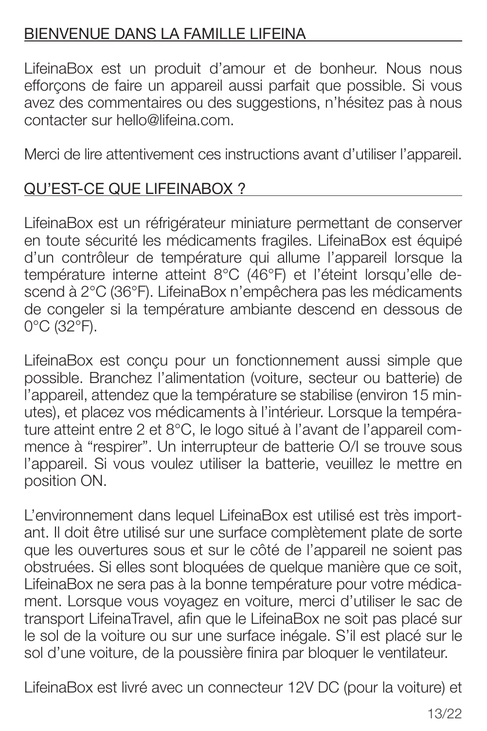## BIENVENUE DANS LA FAMILLE LIFEINA

LifeinaBox est un produit d'amour et de bonheur. Nous nous efforçons de faire un appareil aussi parfait que possible. Si vous avez des commentaires ou des suggestions, n'hésitez pas à nous contacter sur hello@lifeina.com.

Merci de lire attentivement ces instructions avant d'utiliser l'appareil.

## QU'EST-CE QUE LIFEINABOX ?

LifeinaBox est un réfrigérateur miniature permettant de conserver en toute sécurité les médicaments fragiles. LifeinaBox est équipé d'un contrôleur de température qui allume l'appareil lorsque la température interne atteint 8°C (46°F) et l'éteint lorsqu'elle descend à 2°C (36°F). LifeinaBox n'empêchera pas les médicaments de congeler si la température ambiante descend en dessous de 0°C (32°F).

LifeinaBox est conçu pour un fonctionnement aussi simple que possible. Branchez l'alimentation (voiture, secteur ou batterie) de l'appareil, attendez que la température se stabilise (environ 15 minutes), et placez vos médicaments à l'intérieur. Lorsque la température atteint entre 2 et 8°C, le logo situé à l'avant de l'appareil commence à "respirer". Un interrupteur de batterie O/I se trouve sous l'appareil. Si vous voulez utiliser la batterie, veuillez le mettre en position ON.

L'environnement dans lequel LifeinaBox est utilisé est très important. Il doit être utilisé sur une surface complètement plate de sorte que les ouvertures sous et sur le côté de l'appareil ne soient pas obstruées. Si elles sont bloquées de quelque manière que ce soit, LifeinaBox ne sera pas à la bonne température pour votre médicament. Lorsque vous voyagez en voiture, merci d'utiliser le sac de transport LifeinaTravel, afin que le LifeinaBox ne soit pas placé sur le sol de la voiture ou sur une surface inégale. S'il est placé sur le sol d'une voiture, de la poussière finira par bloquer le ventilateur.

LifeinaBox est livré avec un connecteur 12V DC (pour la voiture) et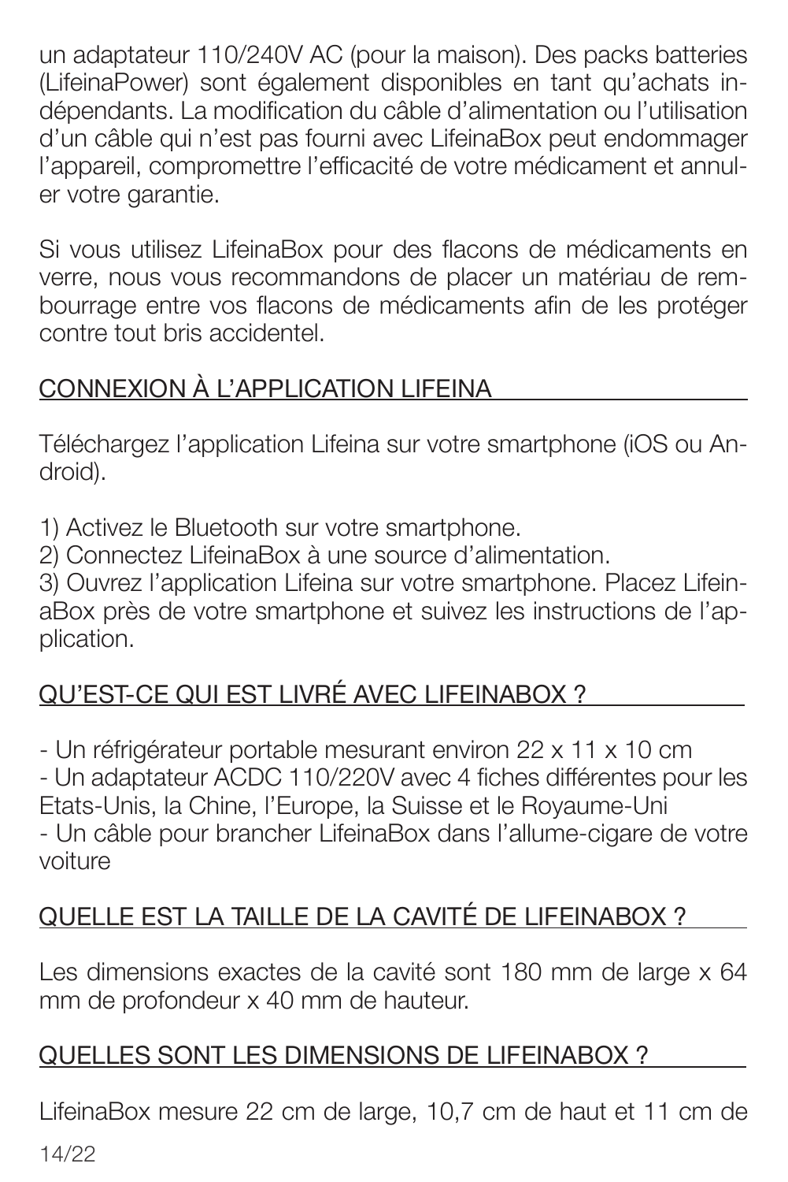un adaptateur 110/240V AC (pour la maison). Des packs batteries (LifeinaPower) sont également disponibles en tant qu'achats indépendants. La modification du câble d'alimentation ou l'utilisation d'un câble qui n'est pas fourni avec LifeinaBox peut endommager l'appareil, compromettre l'efficacité de votre médicament et annuler votre garantie.

Si vous utilisez LifeinaBox pour des flacons de médicaments en verre, nous vous recommandons de placer un matériau de rembourrage entre vos flacons de médicaments afin de les protéger contre tout bris accidentel.

## CONNEXION À L'APPLICATION LIFEINA

Téléchargez l'application Lifeina sur votre smartphone (iOS ou Android).

1) Activez le Bluetooth sur votre smartphone.
2) Connectez LifeinaBox à une source d'alimentation.
3) Ouvrez l'application Lifeina sur votre smartphone. Placez LifeinaBox près de votre smartphone et suivez les instructions de l'application.

## QU'EST-CE QUI EST LIVRÉ AVEC LIFEINABOX ?

- Un réfrigérateur portable mesurant environ 22 x 11 x 10 cm
- Un adaptateur ACDC 110/220V avec 4 fiches différentes pour les Etats-Unis, la Chine, l'Europe, la Suisse et le Royaume-Uni
- Un câble pour brancher LifeinaBox dans l'allume-cigare de votre voiture

## QUELLE EST LA TAILLE DE LA CAVITÉ DE LIFEINABOX ?

Les dimensions exactes de la cavité sont 180 mm de large x 64 mm de profondeur x 40 mm de hauteur.

## QUELLES SONT LES DIMENSIONS DE LIFEINABOX ?

LifeinaBox mesure 22 cm de large, 10,7 cm de haut et 11 cm de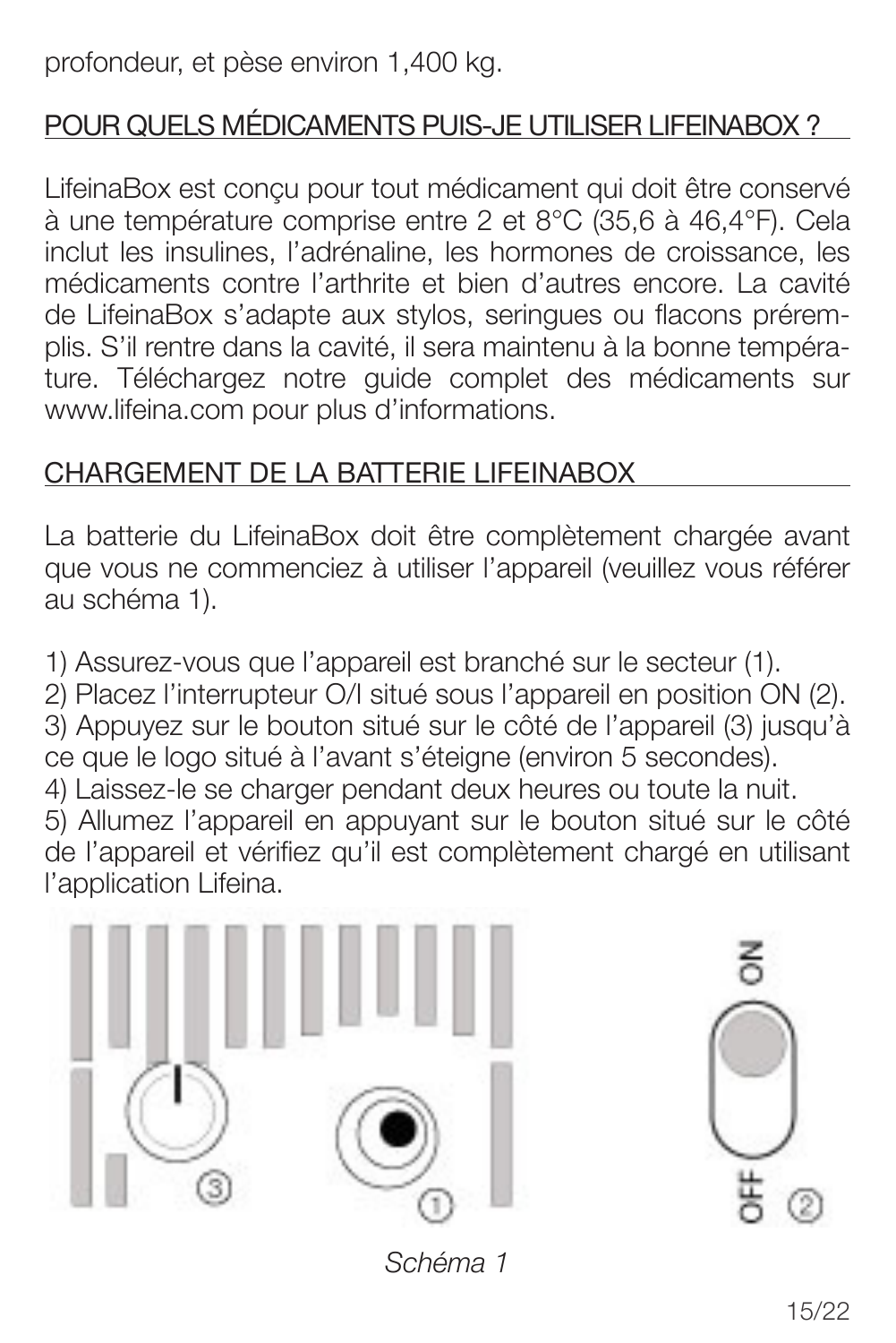profondeur, et pèse environ 1,400 kg.

## POUR QUELS MÉDICAMENTS PUIS-JE UTILISER LIFEINABOX ?

LifeinaBox est conçu pour tout médicament qui doit être conservé à une température comprise entre 2 et 8°C (35,6 à 46,4°F). Cela inclut les insulines, l'adrénaline, les hormones de croissance, les médicaments contre l'arthrite et bien d'autres encore. La cavité de LifeinaBox s'adapte aux stylos, seringues ou flacons préremplis. S'il rentre dans la cavité, il sera maintenu à la bonne température. Téléchargez notre guide complet des médicaments sur www.lifeina.com pour plus d'informations.

## CHARGEMENT DE LA BATTERIE LIFEINABOX

La batterie du LifeinaBox doit être complètement chargée avant que vous ne commenciez à utiliser l'appareil (veuillez vous référer au schéma 1).

1) Assurez-vous que l'appareil est branché sur le secteur (1).
2) Placez l'interrupteur O/I situé sous l'appareil en position ON (2).
3) Appuyez sur le bouton situé sur le côté de l'appareil (3) jusqu'à ce que le logo situé à l'avant s'éteigne (environ 5 secondes).
4) Laissez-le se charger pendant deux heures ou toute la nuit.
5) Allumez l'appareil en appuyant sur le bouton situé sur le côté de l'appareil et vérifiez qu'il est complètement chargé en utilisant l'application Lifeina.

*Schéma 1*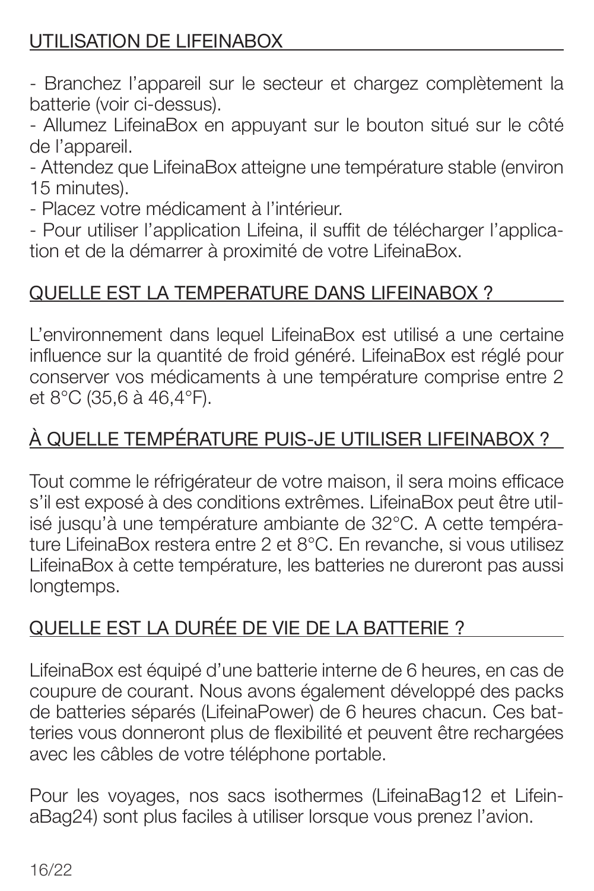## UTILISATION DE LIFEINABOX

- Branchez l'appareil sur le secteur et chargez complètement la batterie (voir ci-dessus).
- Allumez LifeinaBox en appuyant sur le bouton situé sur le côté de l'appareil.
- Attendez que LifeinaBox atteigne une température stable (environ 15 minutes).
- Placez votre médicament à l'intérieur.
- Pour utiliser l'application Lifeina, il suffit de télécharger l'application et de la démarrer à proximité de votre LifeinaBox.

## QUELLE EST LA TEMPERATURE DANS LIFEINABOX ?

L'environnement dans lequel LifeinaBox est utilisé a une certaine influence sur la quantité de froid généré. LifeinaBox est réglé pour conserver vos médicaments à une température comprise entre 2 et 8°C (35,6 à 46,4°F).

## À QUELLE TEMPÉRATURE PUIS-JE UTILISER LIFEINABOX ?

Tout comme le réfrigérateur de votre maison, il sera moins efficace s'il est exposé à des conditions extrêmes. LifeinaBox peut être utilisé jusqu'à une température ambiante de 32°C. A cette température LifeinaBox restera entre 2 et 8°C. En revanche, si vous utilisez LifeinaBox à cette température, les batteries ne dureront pas aussi longtemps.

## QUELLE EST LA DURÉE DE VIE DE LA BATTERIE ?

LifeinaBox est équipé d'une batterie interne de 6 heures, en cas de coupure de courant. Nous avons également développé des packs de batteries séparés (LifeinaPower) de 6 heures chacun. Ces batteries vous donneront plus de flexibilité et peuvent être rechargées avec les câbles de votre téléphone portable.

Pour les voyages, nos sacs isothermes (LifeinaBag12 et LifeinaBag24) sont plus faciles à utiliser lorsque vous prenez l'avion.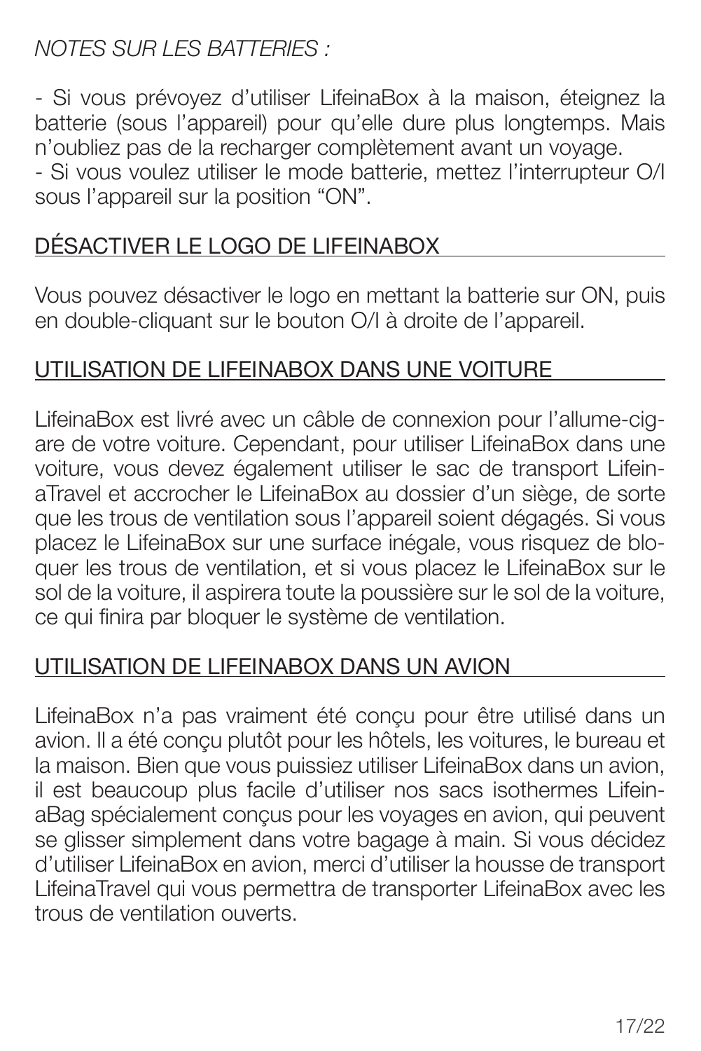*NOTES SUR LES BATTERIES :*

- Si vous prévoyez d'utiliser LifeinaBox à la maison, éteignez la batterie (sous l'appareil) pour qu'elle dure plus longtemps. Mais n'oubliez pas de la recharger complètement avant un voyage.
- Si vous voulez utiliser le mode batterie, mettez l'interrupteur O/I sous l'appareil sur la position "ON".

## DÉSACTIVER LE LOGO DE LIFEINABOX

Vous pouvez désactiver le logo en mettant la batterie sur ON, puis en double-cliquant sur le bouton O/I à droite de l'appareil.

## UTILISATION DE LIFEINABOX DANS UNE VOITURE

LifeinaBox est livré avec un câble de connexion pour l'allume-cigare de votre voiture. Cependant, pour utiliser LifeinaBox dans une voiture, vous devez également utiliser le sac de transport LifeinaTravel et accrocher le LifeinaBox au dossier d'un siège, de sorte que les trous de ventilation sous l'appareil soient dégagés. Si vous placez le LifeinaBox sur une surface inégale, vous risquez de bloquer les trous de ventilation, et si vous placez le LifeinaBox sur le sol de la voiture, il aspirera toute la poussière sur le sol de la voiture, ce qui finira par bloquer le système de ventilation.

## UTILISATION DE LIFEINABOX DANS UN AVION

LifeinaBox n'a pas vraiment été conçu pour être utilisé dans un avion. Il a été conçu plutôt pour les hôtels, les voitures, le bureau et la maison. Bien que vous puissiez utiliser LifeinaBox dans un avion, il est beaucoup plus facile d'utiliser nos sacs isothermes LifeinaBag spécialement conçus pour les voyages en avion, qui peuvent se glisser simplement dans votre bagage à main. Si vous décidez d'utiliser LifeinaBox en avion, merci d'utiliser la housse de transport LifeinaTravel qui vous permettra de transporter LifeinaBox avec les trous de ventilation ouverts.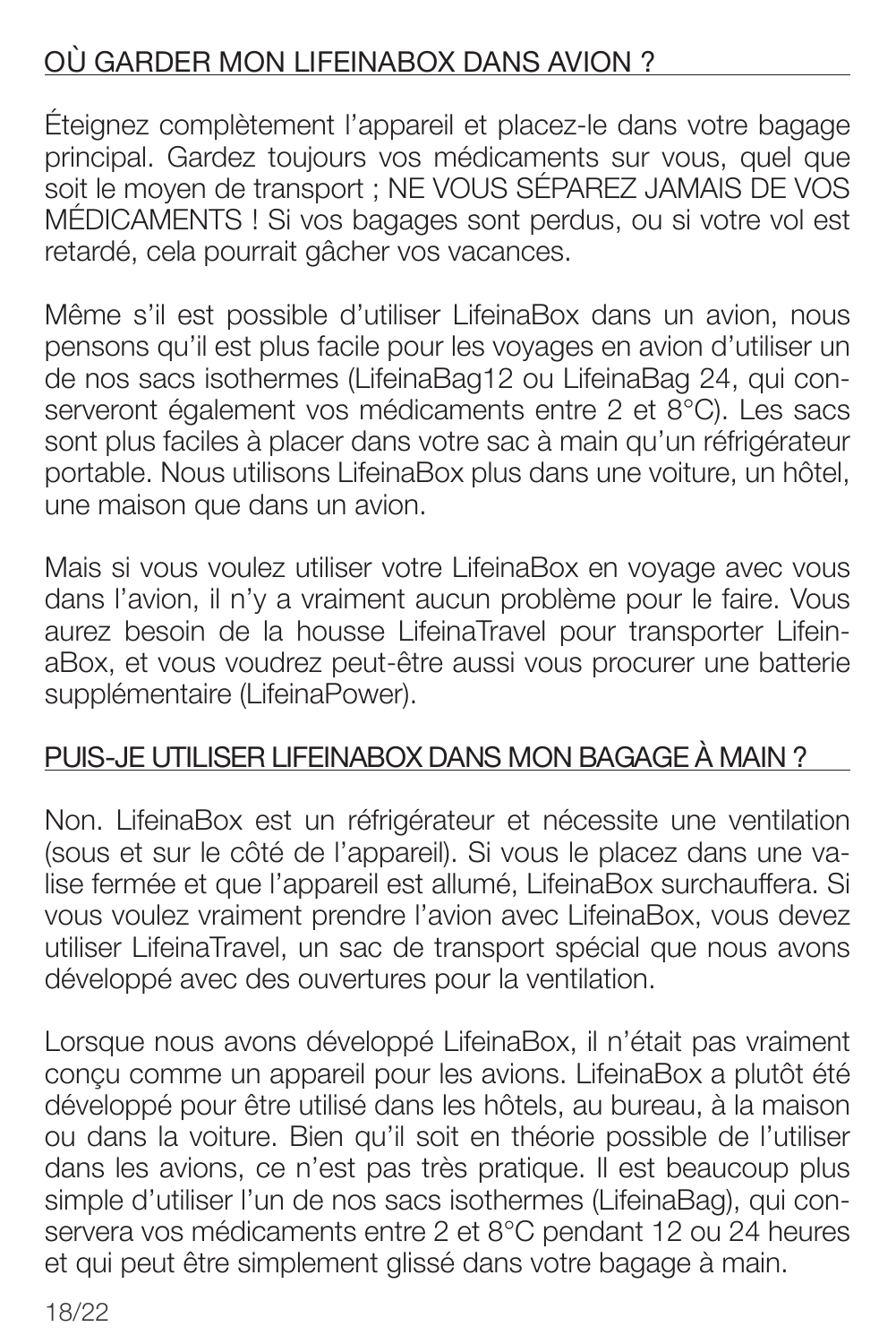## OÙ GARDER MON LIFEINABOX DANS AVION ?

Éteignez complètement l'appareil et placez-le dans votre bagage principal. Gardez toujours vos médicaments sur vous, quel que soit le moyen de transport ; NE VOUS SÉPAREZ JAMAIS DE VOS MÉDICAMENTS ! Si vos bagages sont perdus, ou si votre vol est retardé, cela pourrait gâcher vos vacances.

Même s'il est possible d'utiliser LifeinaBox dans un avion, nous pensons qu'il est plus facile pour les voyages en avion d'utiliser un de nos sacs isothermes (LifeinaBag12 ou LifeinaBag 24, qui conserveront également vos médicaments entre 2 et 8°C). Les sacs sont plus faciles à placer dans votre sac à main qu'un réfrigérateur portable. Nous utilisons LifeinaBox plus dans une voiture, un hôtel, une maison que dans un avion.

Mais si vous voulez utiliser votre LifeinaBox en voyage avec vous dans l'avion, il n'y a vraiment aucun problème pour le faire. Vous aurez besoin de la housse LifeinaTravel pour transporter LifeinaBox, et vous voudrez peut-être aussi vous procurer une batterie supplémentaire (LifeinaPower).

## PUIS-JE UTILISER LIFEINABOX DANS MON BAGAGE À MAIN ?

Non. LifeinaBox est un réfrigérateur et nécessite une ventilation (sous et sur le côté de l'appareil). Si vous le placez dans une valise fermée et que l'appareil est allumé, LifeinaBox surchauffera. Si vous voulez vraiment prendre l'avion avec LifeinaBox, vous devez utiliser LifeinaTravel, un sac de transport spécial que nous avons développé avec des ouvertures pour la ventilation.

Lorsque nous avons développé LifeinaBox, il n'était pas vraiment conçu comme un appareil pour les avions. LifeinaBox a plutôt été développé pour être utilisé dans les hôtels, au bureau, à la maison ou dans la voiture. Bien qu'il soit en théorie possible de l'utiliser dans les avions, ce n'est pas très pratique. Il est beaucoup plus simple d'utiliser l'un de nos sacs isothermes (LifeinaBag), qui conservera vos médicaments entre 2 et 8°C pendant 12 ou 24 heures et qui peut être simplement glissé dans votre bagage à main.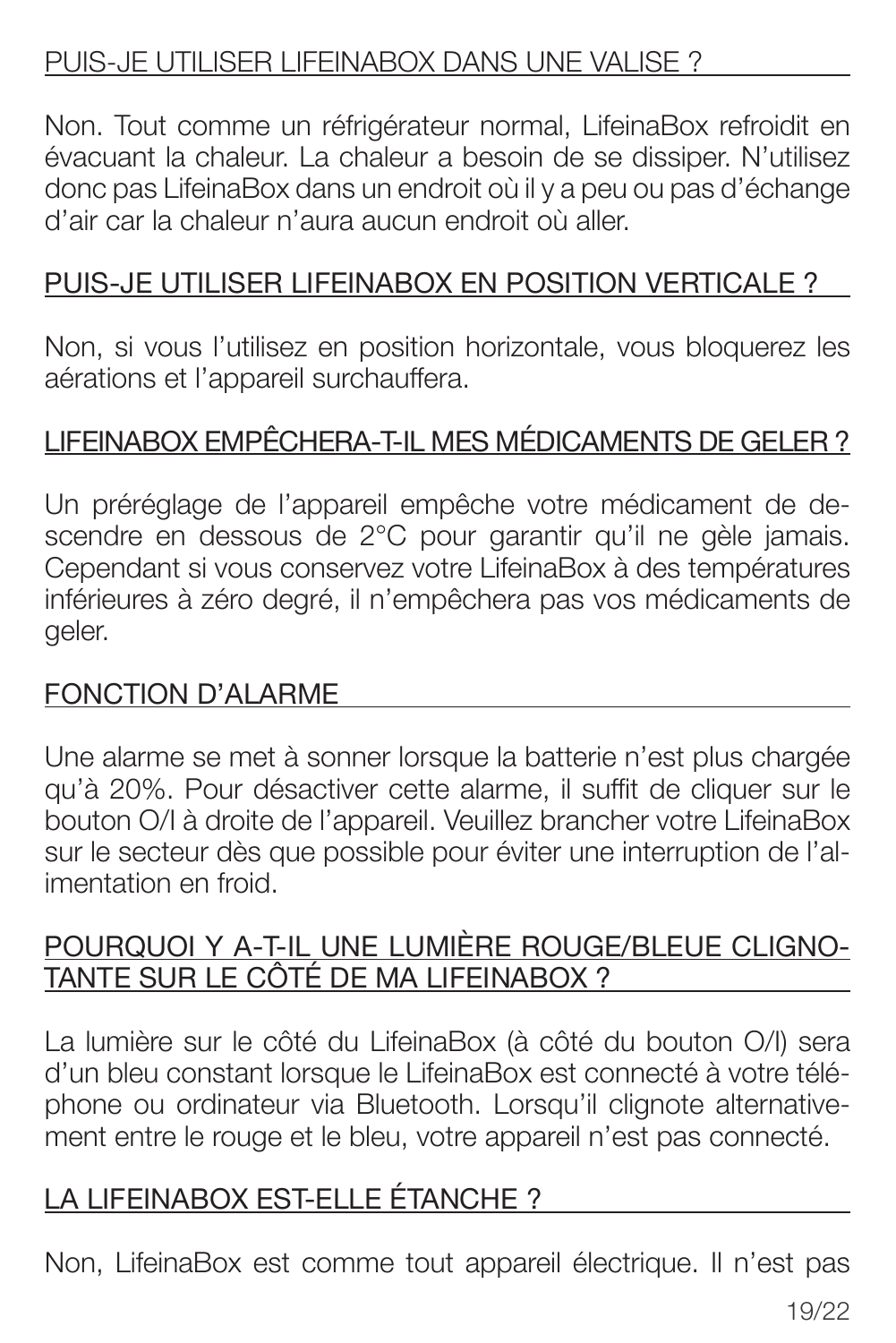## PUIS-JE UTILISER LIFEINABOX DANS UNE VALISE ?

Non. Tout comme un réfrigérateur normal, LifeinaBox refroidit en évacuant la chaleur. La chaleur a besoin de se dissiper. N'utilisez donc pas LifeinaBox dans un endroit où il y a peu ou pas d'échange d'air car la chaleur n'aura aucun endroit où aller.

## PUIS-JE UTILISER LIFEINABOX EN POSITION VERTICALE ?

Non, si vous l'utilisez en position horizontale, vous bloquerez les aérations et l'appareil surchauffera.

## LIFEINABOX EMPÊCHERA-T-IL MES MÉDICAMENTS DE GELER ?

Un préréglage de l'appareil empêche votre médicament de descendre en dessous de 2°C pour garantir qu'il ne gèle jamais. Cependant si vous conservez votre LifeinaBox à des températures inférieures à zéro degré, il n'empêchera pas vos médicaments de geler.

## FONCTION D'ALARME

Une alarme se met à sonner lorsque la batterie n'est plus chargée qu'à 20%. Pour désactiver cette alarme, il suffit de cliquer sur le bouton O/I à droite de l'appareil. Veuillez brancher votre LifeinaBox sur le secteur dès que possible pour éviter une interruption de l'alimentation en froid.

## POURQUOI Y A-T-IL UNE LUMIÈRE ROUGE/BLEUE CLIGNOTANTE SUR LE CÔTÉ DE MA LIFEINABOX ?

La lumière sur le côté du LifeinaBox (à côté du bouton O/I) sera d'un bleu constant lorsque le LifeinaBox est connecté à votre téléphone ou ordinateur via Bluetooth. Lorsqu'il clignote alternativement entre le rouge et le bleu, votre appareil n'est pas connecté.

## LA LIFEINABOX EST-ELLE ÉTANCHE ?

Non, LifeinaBox est comme tout appareil électrique. Il n'est pas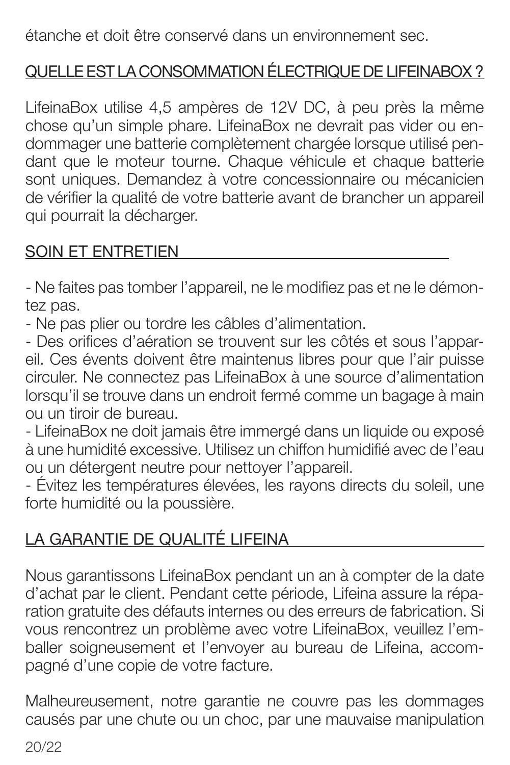étanche et doit être conservé dans un environnement sec.

## QUELLE EST LA CONSOMMATION ÉLECTRIQUE DE LIFEINABOX ?

LifeinaBox utilise 4,5 ampères de 12V DC, à peu près la même chose qu'un simple phare. LifeinaBox ne devrait pas vider ou endommager une batterie complètement chargée lorsque utilisé pendant que le moteur tourne. Chaque véhicule et chaque batterie sont uniques. Demandez à votre concessionnaire ou mécanicien de vérifier la qualité de votre batterie avant de brancher un appareil qui pourrait la décharger.

## SOIN ET ENTRETIEN

- Ne faites pas tomber l'appareil, ne le modifiez pas et ne le démontez pas.
- Ne pas plier ou tordre les câbles d'alimentation.
- Des orifices d'aération se trouvent sur les côtés et sous l'appareil. Ces évents doivent être maintenus libres pour que l'air puisse circuler. Ne connectez pas LifeinaBox à une source d'alimentation lorsqu'il se trouve dans un endroit fermé comme un bagage à main ou un tiroir de bureau.
- LifeinaBox ne doit jamais être immergé dans un liquide ou exposé à une humidité excessive. Utilisez un chiffon humidifié avec de l'eau ou un détergent neutre pour nettoyer l'appareil.
- Évitez les températures élevées, les rayons directs du soleil, une forte humidité ou la poussière.

## LA GARANTIE DE QUALITÉ LIFEINA

Nous garantissons LifeinaBox pendant un an à compter de la date d'achat par le client. Pendant cette période, Lifeina assure la réparation gratuite des défauts internes ou des erreurs de fabrication. Si vous rencontrez un problème avec votre LifeinaBox, veuillez l'emballer soigneusement et l'envoyer au bureau de Lifeina, accompagné d'une copie de votre facture.

Malheureusement, notre garantie ne couvre pas les dommages causés par une chute ou un choc, par une mauvaise manipulation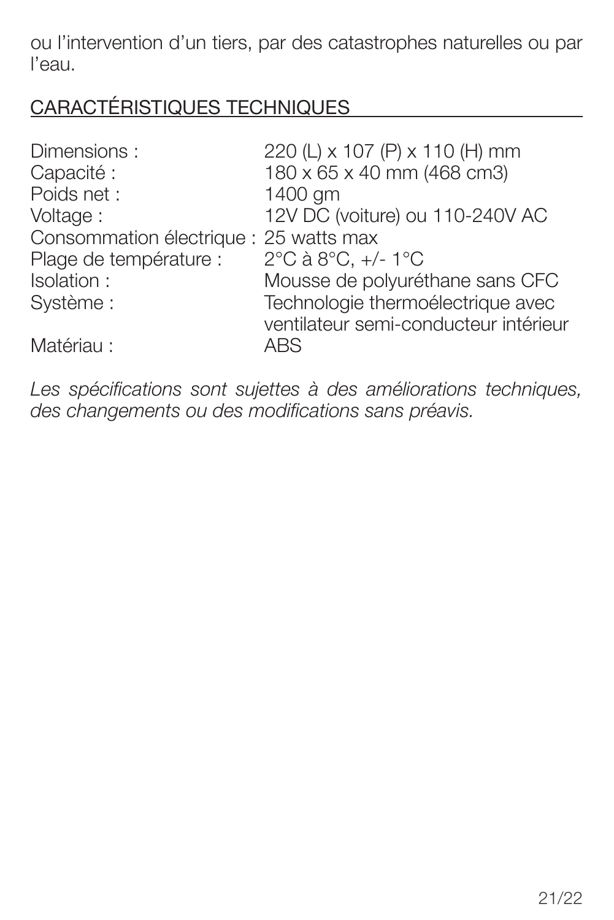ou l'intervention d'un tiers, par des catastrophes naturelles ou par l'eau.

## CARACTÉRISTIQUES TECHNIQUES

| | |
|---|---|
| Dimensions : | 220 (L) x 107 (P) x 110 (H) mm |
| Capacité : | 180 x 65 x 40 mm (468 cm3) |
| Poids net : | 1400 gm |
| Voltage : | 12V DC (voiture) ou 110-240V AC |
| Consommation électrique : | 25 watts max |
| Plage de température : | 2°C à 8°C, +/- 1°C |
| Isolation : | Mousse de polyuréthane sans CFC |
| Système : | Technologie thermoélectrique avec ventilateur semi-conducteur intérieur |
| Matériau : | ABS |

*Les spécifications sont sujettes à des améliorations techniques, des changements ou des modifications sans préavis.*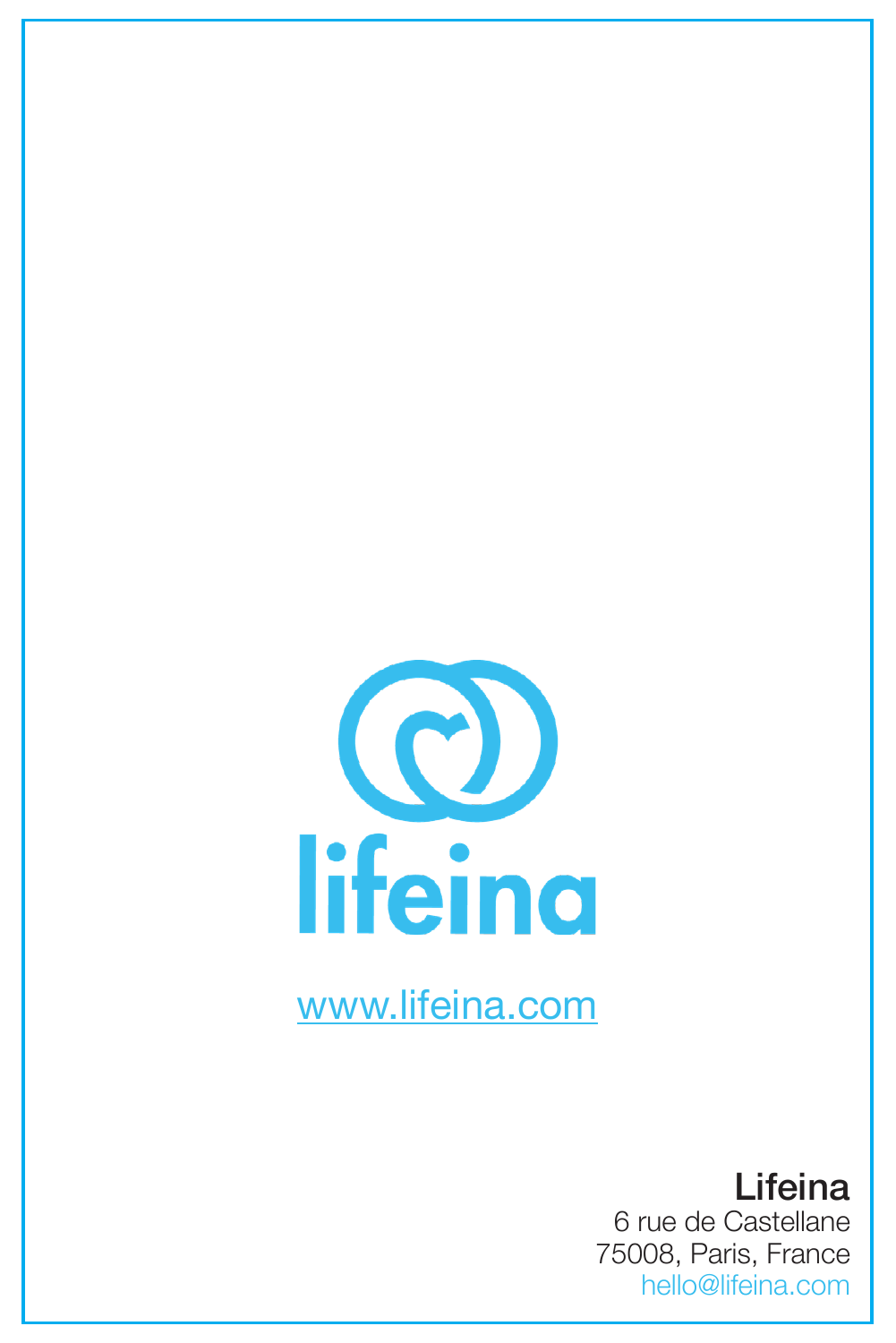lifeina

www.lifeina.com

**Lifeina**
6 rue de Castellane
75008, Paris, France
hello@lifeina.com